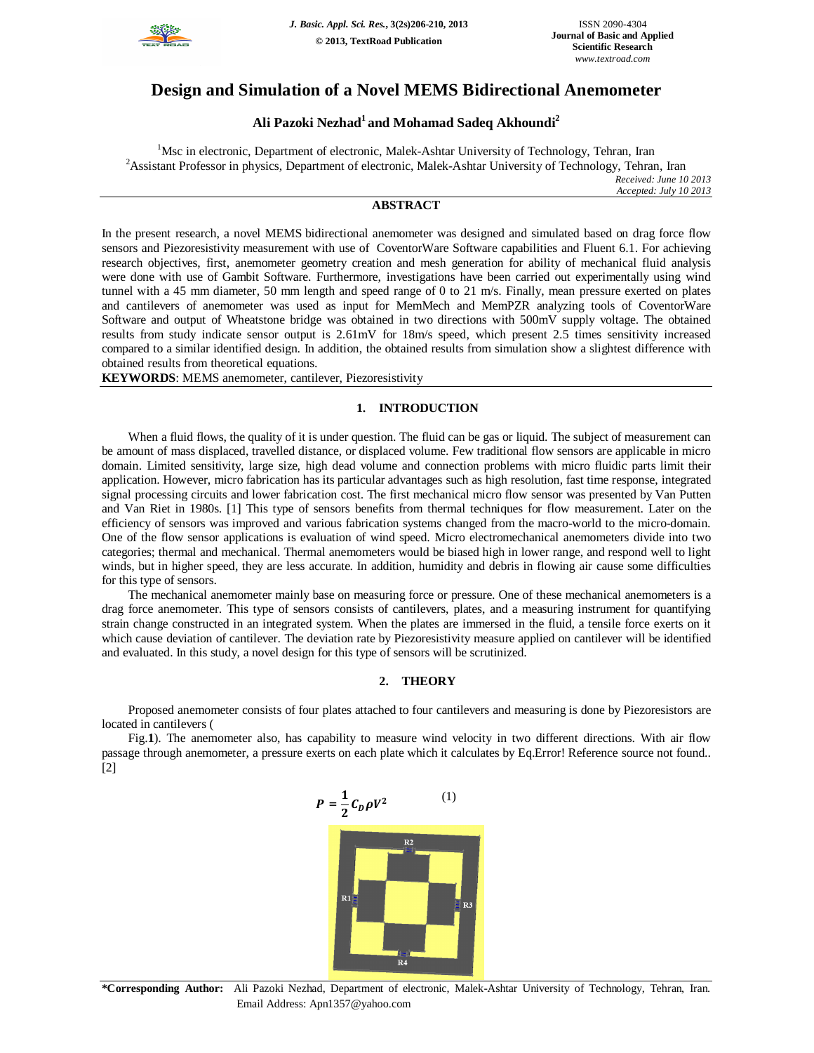# Design and Simulation of a Novel MEMS Bidirectional Anemometer

**Ali Pazoki Nezhad[1] and Mohamad Sadeq Akhoundi[2]**

[1]Msc in electronic, Department of electronic, Malek-Ashtar University of Technology, Tehran, Iran
[2]Assistant Professor in physics, Department of electronic, Malek-Ashtar University of Technology, Tehran, Iran

*Received: June 10 2013*
*Accepted: July 10 2013*

## ABSTRACT

In the present research, a novel MEMS bidirectional anemometer was designed and simulated based on drag force flow sensors and Piezoresistivity measurement with use of CoventorWare Software capabilities and Fluent 6.1. For achieving research objectives, first, anemometer geometry creation and mesh generation for ability of mechanical fluid analysis were done with use of Gambit Software. Furthermore, investigations have been carried out experimentally using wind tunnel with a 45 mm diameter, 50 mm length and speed range of 0 to 21 m/s. Finally, mean pressure exerted on plates and cantilevers of anemometer was used as input for MemMech and MemPZR analyzing tools of CoventorWare Software and output of Wheatstone bridge was obtained in two directions with 500mV supply voltage. The obtained results from study indicate sensor output is 2.61mV for 18m/s speed, which present 2.5 times sensitivity increased compared to a similar identified design. In addition, the obtained results from simulation show a slightest difference with obtained results from theoretical equations.

**KEYWORDS**: MEMS anemometer, cantilever, Piezoresistivity

## 1. INTRODUCTION

When a fluid flows, the quality of it is under question. The fluid can be gas or liquid. The subject of measurement can be amount of mass displaced, travelled distance, or displaced volume. Few traditional flow sensors are applicable in micro domain. Limited sensitivity, large size, high dead volume and connection problems with micro fluidic parts limit their application. However, micro fabrication has its particular advantages such as high resolution, fast time response, integrated signal processing circuits and lower fabrication cost. The first mechanical micro flow sensor was presented by Van Putten and Van Riet in 1980s. [1] This type of sensors benefits from thermal techniques for flow measurement. Later on the efficiency of sensors was improved and various fabrication systems changed from the macro-world to the micro-domain. One of the flow sensor applications is evaluation of wind speed. Micro electromechanical anemometers divide into two categories; thermal and mechanical. Thermal anemometers would be biased high in lower range, and respond well to light winds, but in higher speed, they are less accurate. In addition, humidity and debris in flowing air cause some difficulties for this type of sensors.

The mechanical anemometer mainly base on measuring force or pressure. One of these mechanical anemometers is a drag force anemometer. This type of sensors consists of cantilevers, plates, and a measuring instrument for quantifying strain change constructed in an integrated system. When the plates are immersed in the fluid, a tensile force exerts on it which cause deviation of cantilever. The deviation rate by Piezoresistivity measure applied on cantilever will be identified and evaluated. In this study, a novel design for this type of sensors will be scrutinized.

## 2. THEORY

Proposed anemometer consists of four plates attached to four cantilevers and measuring is done by Piezoresistors are located in cantilevers (

Fig.**1**). The anemometer also, has capability to measure wind velocity in two different directions. With air flow passage through anemometer, a pressure exerts on each plate which it calculates by Eq.Error! Reference source not found.. [2]

$$P = \frac{1}{2} C_D \rho V^2 \quad (1)$$

**\*Corresponding Author:** Ali Pazoki Nezhad, Department of electronic, Malek-Ashtar University of Technology, Tehran, Iran. Email Address: Apn1357@yahoo.com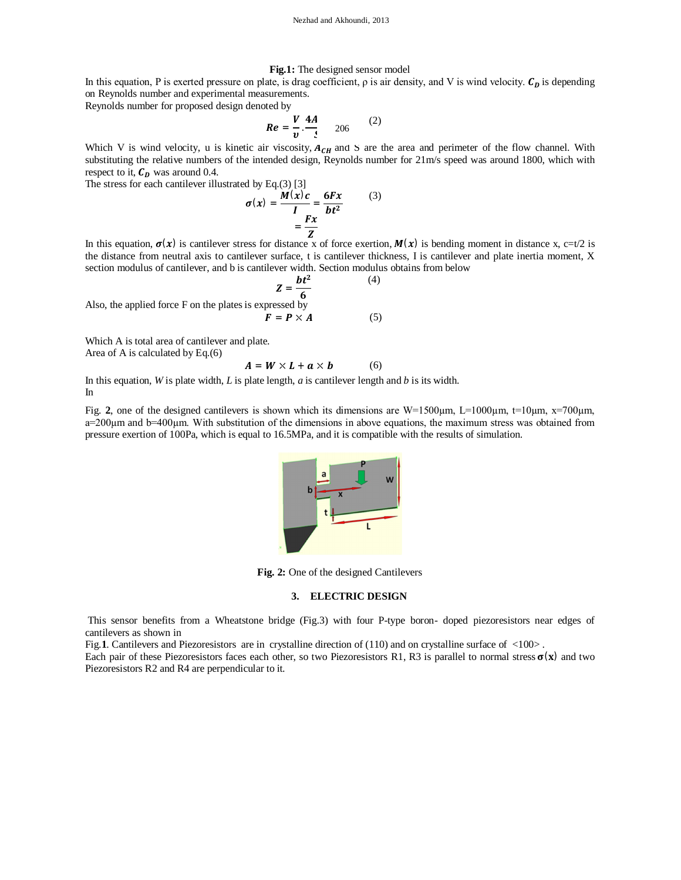**Fig.1:** The designed sensor model

In this equation, P is exerted pressure on plate, is drag coefficient, ρ is air density, and V is wind velocity. $C_D$ is depending on Reynolds number and experimental measurements.

Reynolds number for proposed design denoted by

$$Re = \frac{V}{\upsilon} \cdot \frac{4A}{S} \qquad (2)$$

Which V is wind velocity, u is kinetic air viscosity, $A_{CH}$ and S are the area and perimeter of the flow channel. With substituting the relative numbers of the intended design, Reynolds number for 21m/s speed was around 1800, which with respect to it, $C_D$ was around 0.4.

The stress for each cantilever illustrated by Eq.(3) [3]

$$\sigma(x) = \frac{M(x)c}{I} = \frac{6Fx}{bt^2} = \frac{Fx}{Z} \qquad (3)$$

In this equation, $\sigma(x)$ is cantilever stress for distance x of force exertion, $M(x)$ is bending moment in distance x, c=t/2 is the distance from neutral axis to cantilever surface, t is cantilever thickness, I is cantilever and plate inertia moment, X section modulus of cantilever, and b is cantilever width. Section modulus obtains from below

$$Z = \frac{bt^2}{6} \qquad (4)$$

Also, the applied force F on the plates is expressed by

$$F = P \times A \qquad (5)$$

Which A is total area of cantilever and plate.

Area of A is calculated by Eq.(6)

$$A = W \times L + a \times b \qquad (6)$$

In this equation, *W* is plate width, *L* is plate length, *a* is cantilever length and *b* is its width.

In

Fig. **2**, one of the designed cantilevers is shown which its dimensions are W=1500μm, L=1000μm, t=10μm, x=700μm, a=200μm and b=400μm. With substitution of the dimensions in above equations, the maximum stress was obtained from pressure exertion of 100Pa, which is equal to 16.5MPa, and it is compatible with the results of simulation.

**Fig. 2:** One of the designed Cantilevers

## 3. ELECTRIC DESIGN

This sensor benefits from a Wheatstone bridge (Fig.3) with four P-type boron- doped piezoresistors near edges of cantilevers as shown in

Fig.**1**. Cantilevers and Piezoresistors are in crystalline direction of (110) and on crystalline surface of <100>.

Each pair of these Piezoresistors faces each other, so two Piezoresistors R1, R3 is parallel to normal stress $\sigma(x)$ and two Piezoresistors R2 and R4 are perpendicular to it.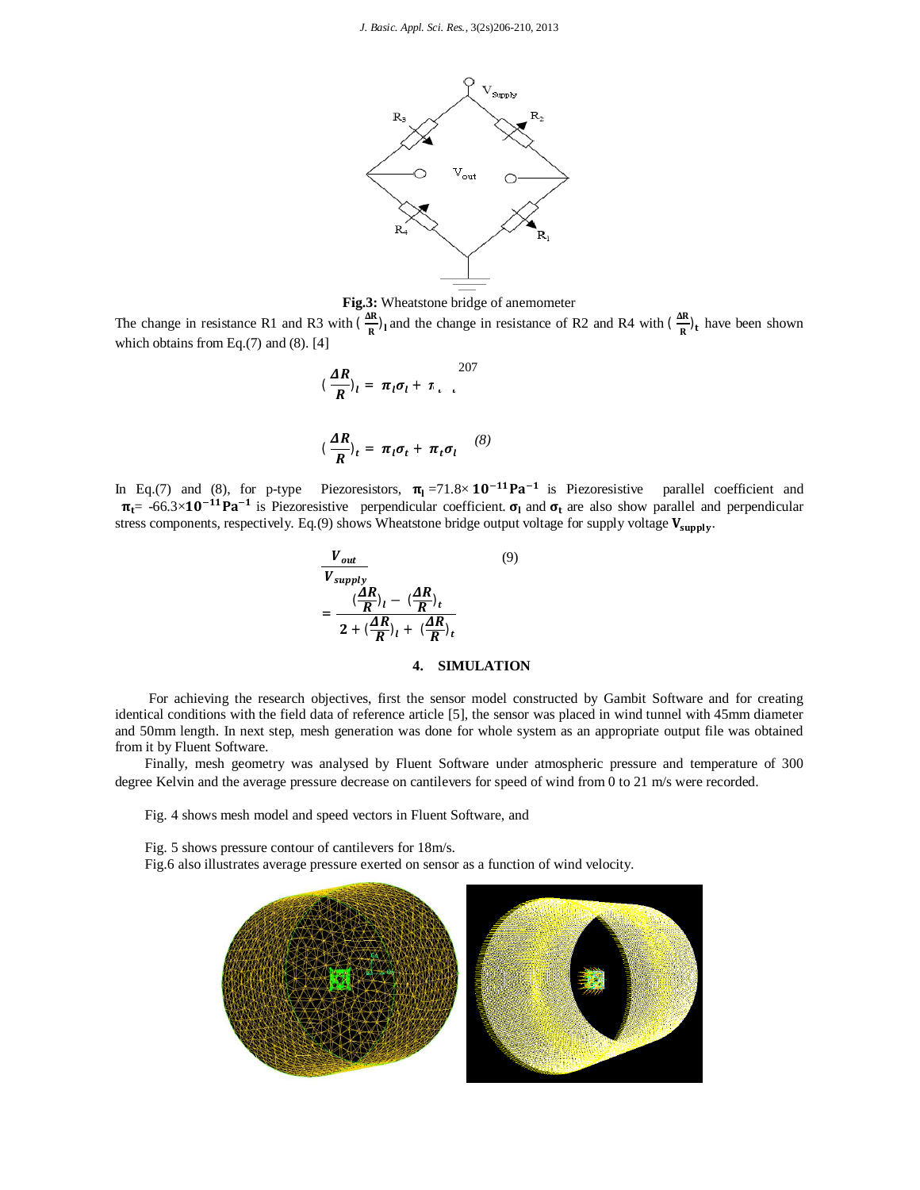**Fig.3:** Wheatstone bridge of anemometer

The change in resistance R1 and R3 with $(\frac{\Delta R}{R})_l$ and the change in resistance of R2 and R4 with $(\frac{\Delta R}{R})_t$ have been shown which obtains from Eq.(7) and (8). [4]

$$(\frac{\Delta R}{R})_l = \pi_l\sigma_l + \pi_t\sigma_t \quad (7)$$

$$(\frac{\Delta R}{R})_t = \pi_l\sigma_t + \pi_t\sigma_l \quad (8)$$

In Eq.(7) and (8), for p-type Piezoresistors, $\pi_l = 71.8\times\mathbf{10^{-11}Pa^{-1}}$ is Piezoresistive parallel coefficient and $\pi_t = -66.3\times\mathbf{10^{-11}Pa^{-1}}$ is Piezoresistive perpendicular coefficient. $\sigma_l$ and $\sigma_t$ are also show parallel and perpendicular stress components, respectively. Eq.(9) shows Wheatstone bridge output voltage for supply voltage $V_{supply}$.

$$\frac{V_{out}}{V_{supply}} = \frac{(\frac{\Delta R}{R})_l - (\frac{\Delta R}{R})_t}{2 + (\frac{\Delta R}{R})_l + (\frac{\Delta R}{R})_t} \quad (9)$$

## 4. SIMULATION

For achieving the research objectives, first the sensor model constructed by Gambit Software and for creating identical conditions with the field data of reference article [5], the sensor was placed in wind tunnel with 45mm diameter and 50mm length. In next step, mesh generation was done for whole system as an appropriate output file was obtained from it by Fluent Software.

Finally, mesh geometry was analysed by Fluent Software under atmospheric pressure and temperature of 300 degree Kelvin and the average pressure decrease on cantilevers for speed of wind from 0 to 21 m/s were recorded.

Fig. 4 shows mesh model and speed vectors in Fluent Software, and

Fig. 5 shows pressure contour of cantilevers for 18m/s.

Fig.6 also illustrates average pressure exerted on sensor as a function of wind velocity.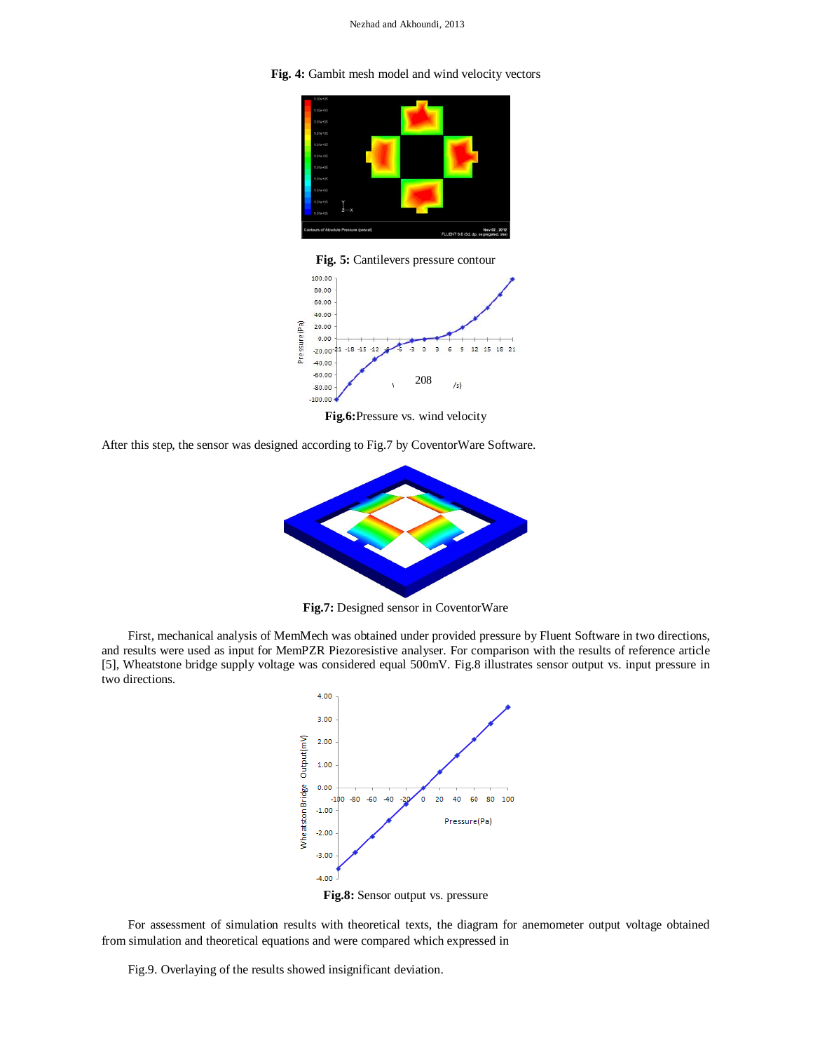**Fig. 4:** Gambit mesh model and wind velocity vectors

**Fig. 5:** Cantilevers pressure contour

**Fig.6:** Pressure vs. wind velocity

After this step, the sensor was designed according to Fig.7 by CoventorWare Software.

**Fig.7:** Designed sensor in CoventorWare

First, mechanical analysis of MemMech was obtained under provided pressure by Fluent Software in two directions, and results were used as input for MemPZR Piezoresistive analyser. For comparison with the results of reference article [5], Wheatstone bridge supply voltage was considered equal 500mV. Fig.8 illustrates sensor output vs. input pressure in two directions.

**Fig.8:** Sensor output vs. pressure

For assessment of simulation results with theoretical texts, the diagram for anemometer output voltage obtained from simulation and theoretical equations and were compared which expressed in

Fig.9. Overlaying of the results showed insignificant deviation.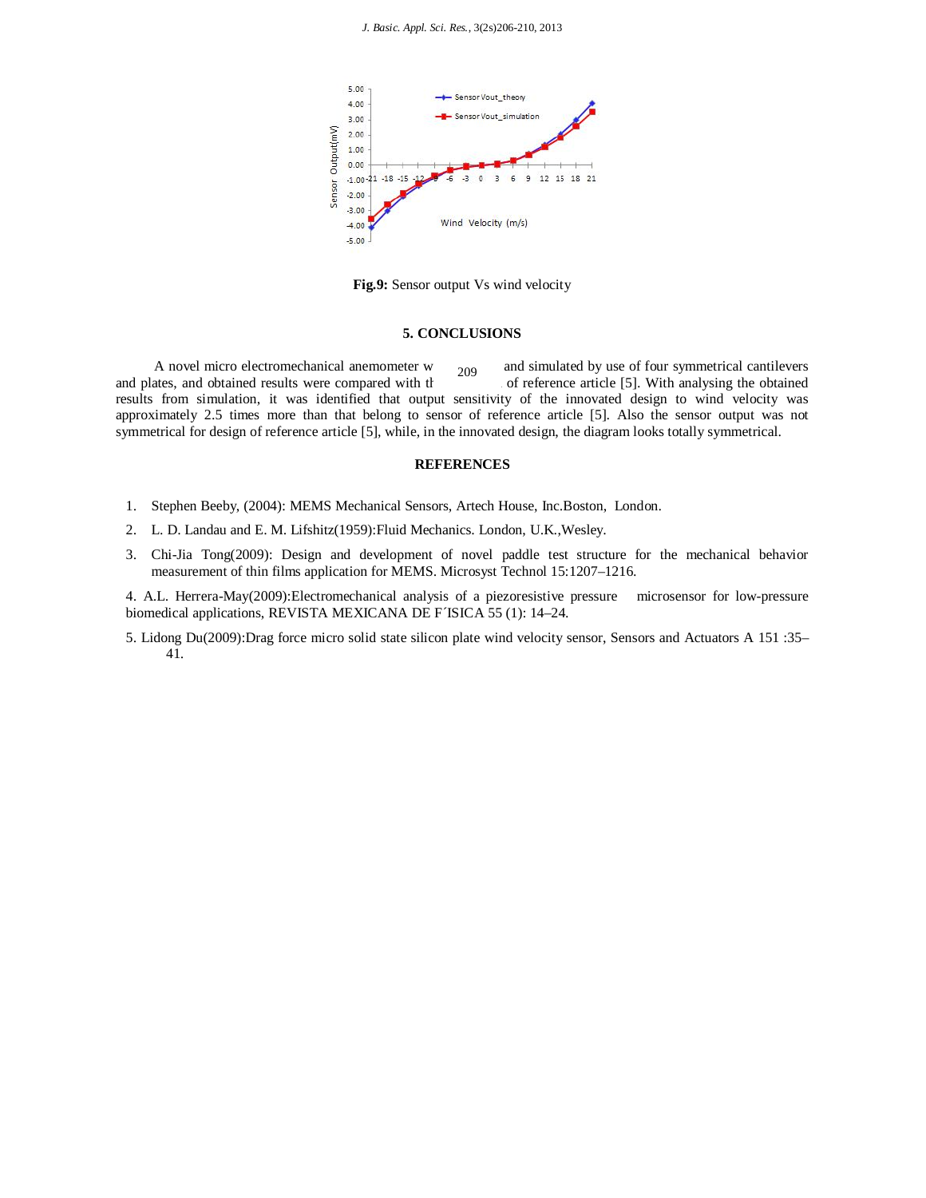5.00
4.00
3.00
2.00
1.00
0.00
-1.00
-2.00
-3.00
-4.00
-5.00

-21 -18 -15 -12 -9 -6 -3 0 3 6 9 12 15 18 21

Sensor Output(mV)

Wind Velocity (m/s)

SensorVout_theory

SensorVout_simulation

**Fig.9:** Sensor output Vs wind velocity

## 5. CONCLUSIONS

A novel micro electromechanical anemometer w... and simulated by use of four symmetrical cantilevers and plates, and obtained results were compared with th... of reference article [5]. With analysing the obtained results from simulation, it was identified that output sensitivity of the innovated design to wind velocity was approximately 2.5 times more than that belong to sensor of reference article [5]. Also the sensor output was not symmetrical for design of reference article [5], while, in the innovated design, the diagram looks totally symmetrical.

## REFERENCES

1. Stephen Beeby, (2004): MEMS Mechanical Sensors, Artech House, Inc.Boston, London.
2. L. D. Landau and E. M. Lifshitz(1959):Fluid Mechanics. London, U.K.,Wesley.
3. Chi-Jia Tong(2009): Design and development of novel paddle test structure for the mechanical behavior measurement of thin films application for MEMS. Microsyst Technol 15:1207–1216.
4. A.L. Herrera-May(2009):Electromechanical analysis of a piezoresistive pressure microsensor for low-pressure biomedical applications, REVISTA MEXICANA DE F´ISICA 55 (1): 14–24.
5. Lidong Du(2009):Drag force micro solid state silicon plate wind velocity sensor, Sensors and Actuators A 151 :35–41.